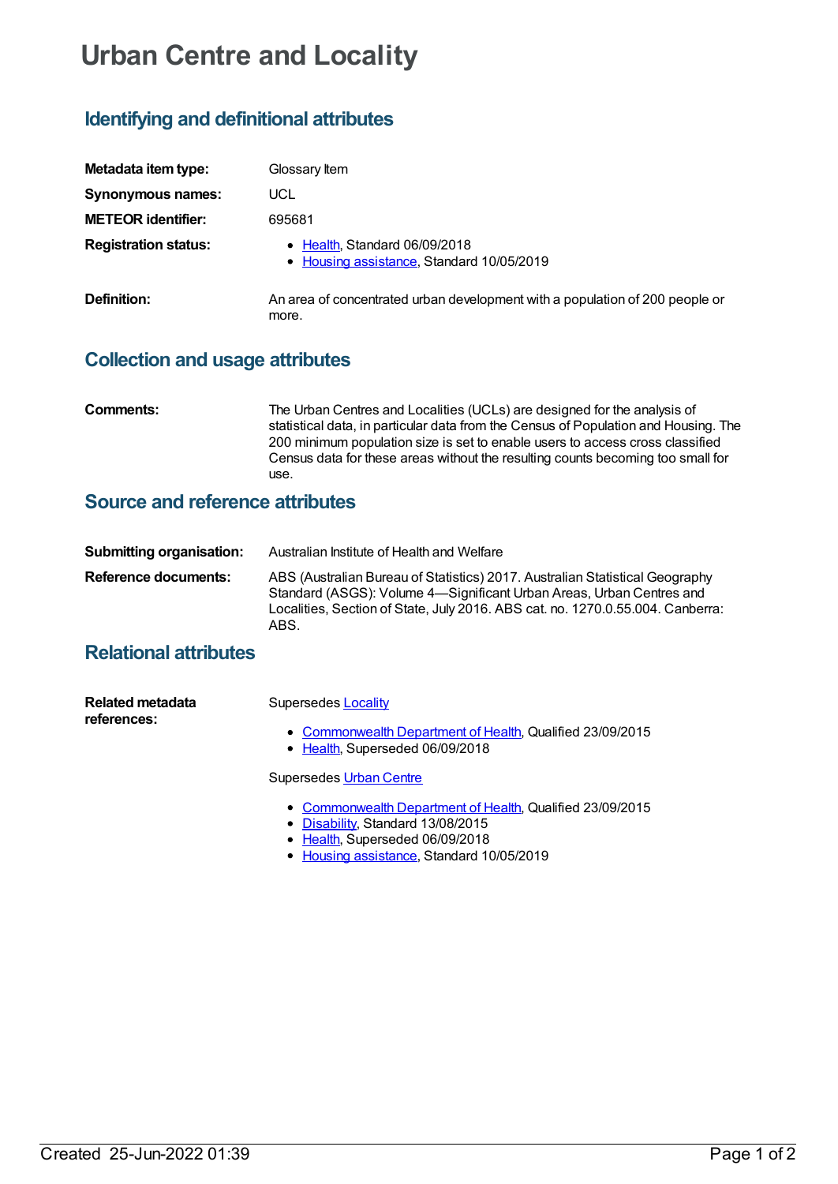# Urban Centre and Locality

## Identifying and definitional attributes

**Metadata item type:** Glossary Item

**Synonymous names:** UCL

**METEOR identifier:** 695681

**Registration status:**
- Health, Standard 06/09/2018
- Housing assistance, Standard 10/05/2019

**Definition:** An area of concentrated urban development with a population of 200 people or more.

## Collection and usage attributes

**Comments:** The Urban Centres and Localities (UCLs) are designed for the analysis of statistical data, in particular data from the Census of Population and Housing. The 200 minimum population size is set to enable users to access cross classified Census data for these areas without the resulting counts becoming too small for use.

## Source and reference attributes

**Submitting organisation:** Australian Institute of Health and Welfare

**Reference documents:** ABS (Australian Bureau of Statistics) 2017. Australian Statistical Geography Standard (ASGS): Volume 4—Significant Urban Areas, Urban Centres and Localities, Section of State, July 2016. ABS cat. no. 1270.0.55.004. Canberra: ABS.

## Relational attributes

**Related metadata references:**

Supersedes Locality

- Commonwealth Department of Health, Qualified 23/09/2015
- Health, Superseded 06/09/2018

Supersedes Urban Centre

- Commonwealth Department of Health, Qualified 23/09/2015
- Disability, Standard 13/08/2015
- Health, Superseded 06/09/2018
- Housing assistance, Standard 10/05/2019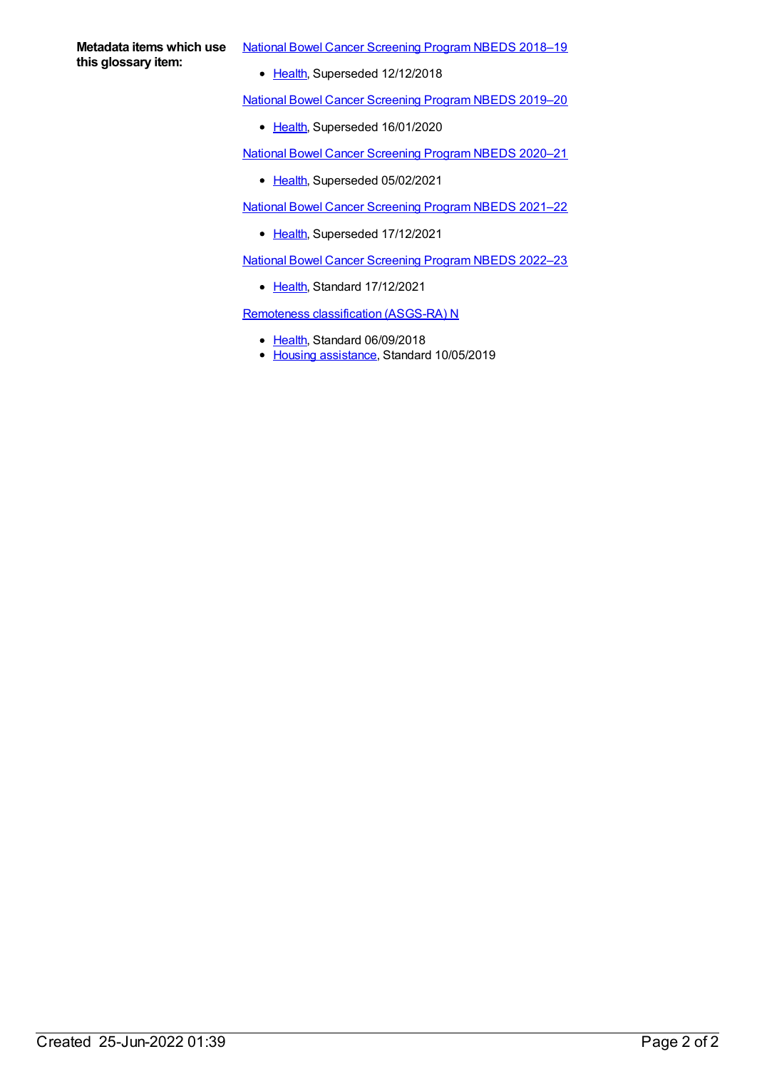**Metadata items which use this glossary item:**

National Bowel Cancer Screening Program NBEDS 2018–19

- Health, Superseded 12/12/2018

National Bowel Cancer Screening Program NBEDS 2019–20

- Health, Superseded 16/01/2020

National Bowel Cancer Screening Program NBEDS 2020–21

- Health, Superseded 05/02/2021

National Bowel Cancer Screening Program NBEDS 2021–22

- Health, Superseded 17/12/2021

National Bowel Cancer Screening Program NBEDS 2022–23

- Health, Standard 17/12/2021

Remoteness classification (ASGS-RA) N

- Health, Standard 06/09/2018
- Housing assistance, Standard 10/05/2019